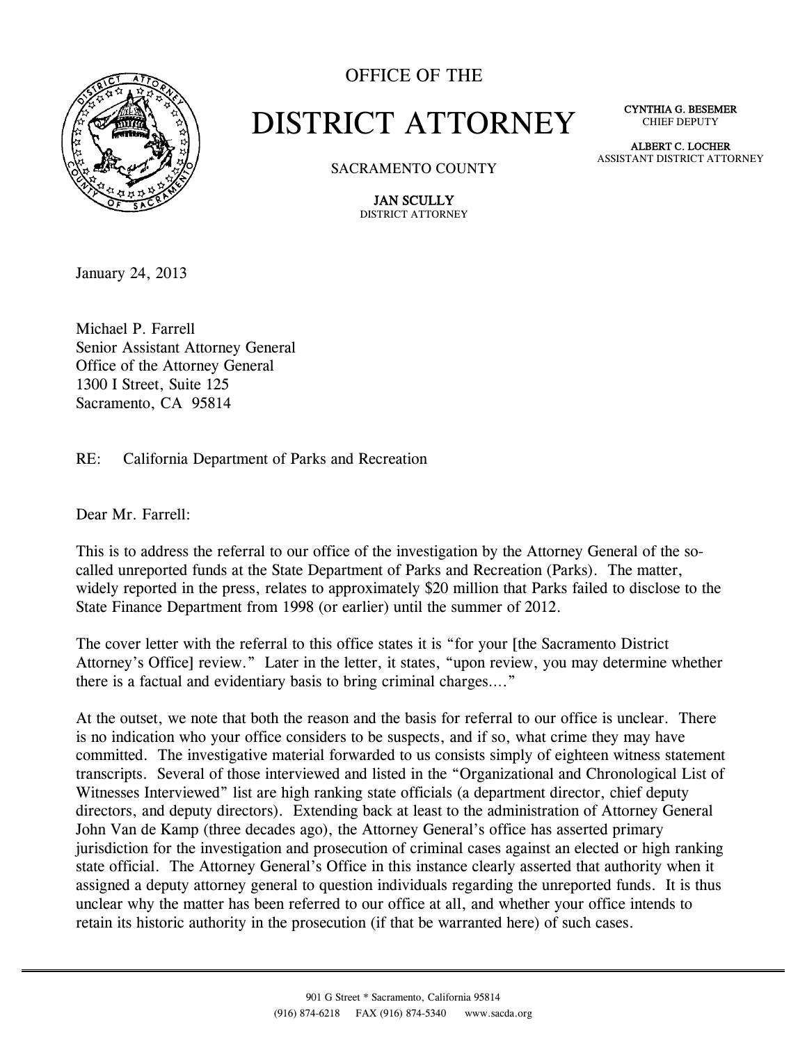OFFICE OF THE

# DISTRICT ATTORNEY

SACRAMENTO COUNTY

**JAN SCULLY**
DISTRICT ATTORNEY

**CYNTHIA G. BESEMER**
CHIEF DEPUTY

**ALBERT C. LOCHER**
ASSISTANT DISTRICT ATTORNEY

January 24, 2013

Michael P. Farrell
Senior Assistant Attorney General
Office of the Attorney General
1300 I Street, Suite 125
Sacramento, CA 95814

RE: California Department of Parks and Recreation

Dear Mr. Farrell:

This is to address the referral to our office of the investigation by the Attorney General of the so-called unreported funds at the State Department of Parks and Recreation (Parks). The matter, widely reported in the press, relates to approximately $20 million that Parks failed to disclose to the State Finance Department from 1998 (or earlier) until the summer of 2012.

The cover letter with the referral to this office states it is "for your [the Sacramento District Attorney's Office] review." Later in the letter, it states, "upon review, you may determine whether there is a factual and evidentiary basis to bring criminal charges...."

At the outset, we note that both the reason and the basis for referral to our office is unclear. There is no indication who your office considers to be suspects, and if so, what crime they may have committed. The investigative material forwarded to us consists simply of eighteen witness statement transcripts. Several of those interviewed and listed in the "Organizational and Chronological List of Witnesses Interviewed" list are high ranking state officials (a department director, chief deputy directors, and deputy directors). Extending back at least to the administration of Attorney General John Van de Kamp (three decades ago), the Attorney General's office has asserted primary jurisdiction for the investigation and prosecution of criminal cases against an elected or high ranking state official. The Attorney General's Office in this instance clearly asserted that authority when it assigned a deputy attorney general to question individuals regarding the unreported funds. It is thus unclear why the matter has been referred to our office at all, and whether your office intends to retain its historic authority in the prosecution (if that be warranted here) of such cases.

901 G Street * Sacramento, California 95814
(916) 874-6218 FAX (916) 874-5340 www.sacda.org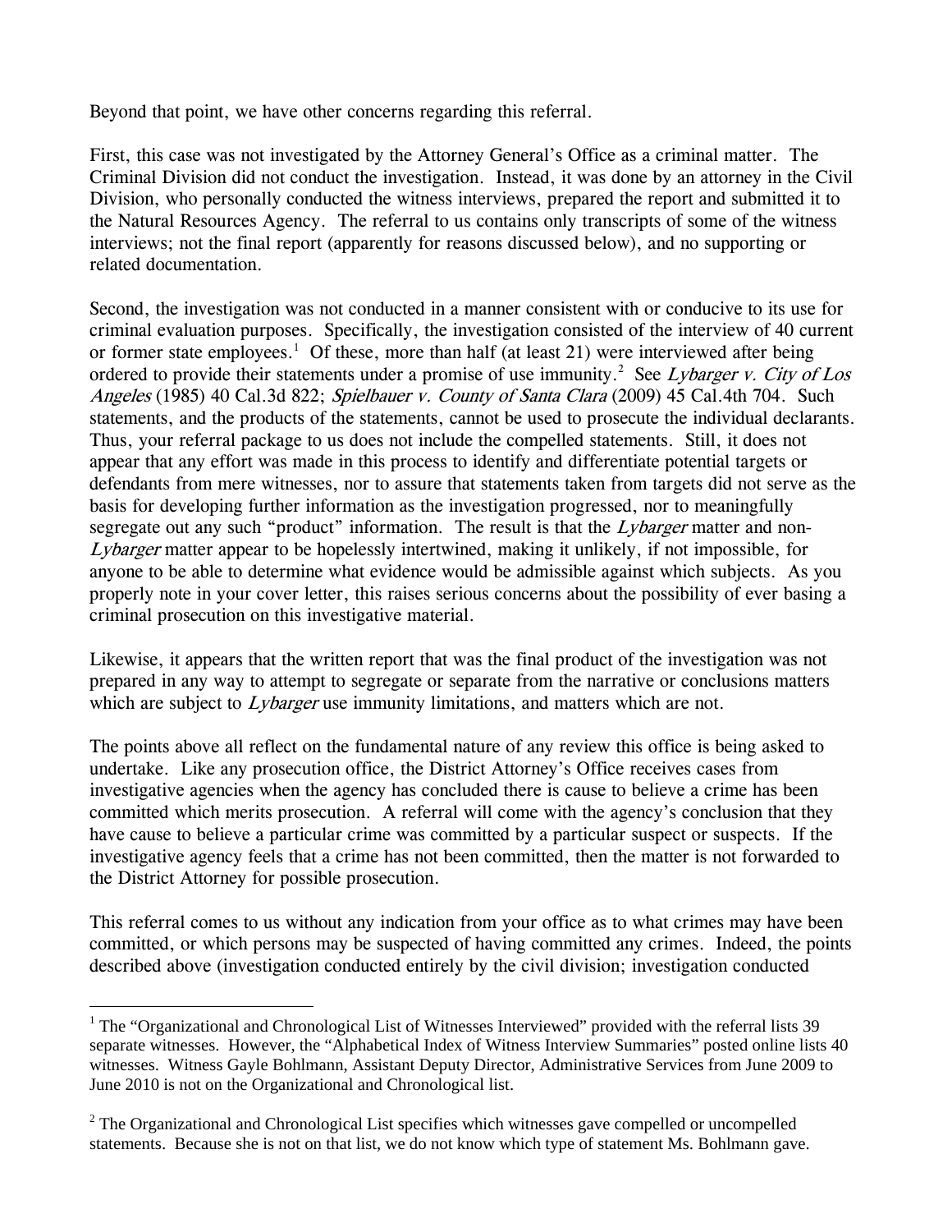Beyond that point, we have other concerns regarding this referral.

First, this case was not investigated by the Attorney General's Office as a criminal matter. The Criminal Division did not conduct the investigation. Instead, it was done by an attorney in the Civil Division, who personally conducted the witness interviews, prepared the report and submitted it to the Natural Resources Agency. The referral to us contains only transcripts of some of the witness interviews; not the final report (apparently for reasons discussed below), and no supporting or related documentation.

Second, the investigation was not conducted in a manner consistent with or conducive to its use for criminal evaluation purposes. Specifically, the investigation consisted of the interview of 40 current or former state employees.[1] Of these, more than half (at least 21) were interviewed after being ordered to provide their statements under a promise of use immunity.[2] See *Lybarger v. City of Los Angeles* (1985) 40 Cal.3d 822; *Spielbauer v. County of Santa Clara* (2009) 45 Cal.4th 704. Such statements, and the products of the statements, cannot be used to prosecute the individual declarants. Thus, your referral package to us does not include the compelled statements. Still, it does not appear that any effort was made in this process to identify and differentiate potential targets or defendants from mere witnesses, nor to assure that statements taken from targets did not serve as the basis for developing further information as the investigation progressed, nor to meaningfully segregate out any such "product" information. The result is that the *Lybarger* matter and non-*Lybarger* matter appear to be hopelessly intertwined, making it unlikely, if not impossible, for anyone to be able to determine what evidence would be admissible against which subjects. As you properly note in your cover letter, this raises serious concerns about the possibility of ever basing a criminal prosecution on this investigative material.

Likewise, it appears that the written report that was the final product of the investigation was not prepared in any way to attempt to segregate or separate from the narrative or conclusions matters which are subject to *Lybarger* use immunity limitations, and matters which are not.

The points above all reflect on the fundamental nature of any review this office is being asked to undertake. Like any prosecution office, the District Attorney's Office receives cases from investigative agencies when the agency has concluded there is cause to believe a crime has been committed which merits prosecution. A referral will come with the agency's conclusion that they have cause to believe a particular crime was committed by a particular suspect or suspects. If the investigative agency feels that a crime has not been committed, then the matter is not forwarded to the District Attorney for possible prosecution.

This referral comes to us without any indication from your office as to what crimes may have been committed, or which persons may be suspected of having committed any crimes. Indeed, the points described above (investigation conducted entirely by the civil division; investigation conducted

---

[1] The "Organizational and Chronological List of Witnesses Interviewed" provided with the referral lists 39 separate witnesses. However, the "Alphabetical Index of Witness Interview Summaries" posted online lists 40 witnesses. Witness Gayle Bohlmann, Assistant Deputy Director, Administrative Services from June 2009 to June 2010 is not on the Organizational and Chronological list.

[2] The Organizational and Chronological List specifies which witnesses gave compelled or uncompelled statements. Because she is not on that list, we do not know which type of statement Ms. Bohlmann gave.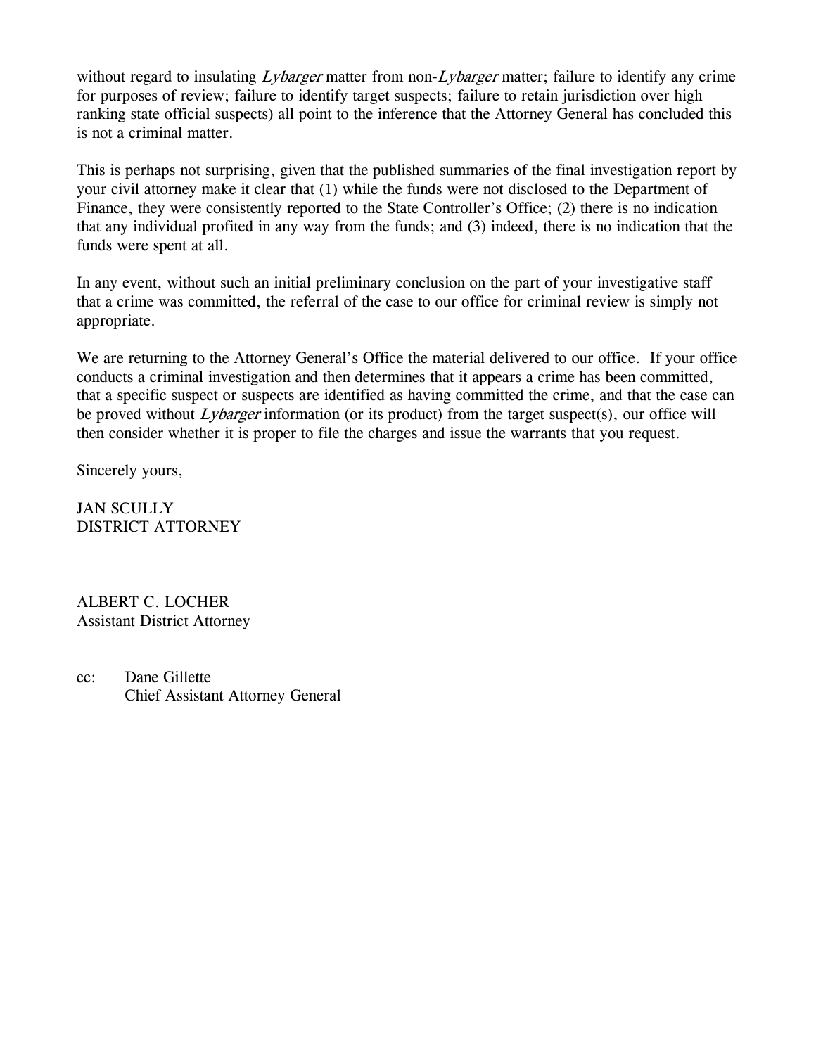without regard to insulating *Lybarger* matter from non-*Lybarger* matter; failure to identify any crime for purposes of review; failure to identify target suspects; failure to retain jurisdiction over high ranking state official suspects) all point to the inference that the Attorney General has concluded this is not a criminal matter.

This is perhaps not surprising, given that the published summaries of the final investigation report by your civil attorney make it clear that (1) while the funds were not disclosed to the Department of Finance, they were consistently reported to the State Controller's Office; (2) there is no indication that any individual profited in any way from the funds; and (3) indeed, there is no indication that the funds were spent at all.

In any event, without such an initial preliminary conclusion on the part of your investigative staff that a crime was committed, the referral of the case to our office for criminal review is simply not appropriate.

We are returning to the Attorney General's Office the material delivered to our office. If your office conducts a criminal investigation and then determines that it appears a crime has been committed, that a specific suspect or suspects are identified as having committed the crime, and that the case can be proved without *Lybarger* information (or its product) from the target suspect(s), our office will then consider whether it is proper to file the charges and issue the warrants that you request.

Sincerely yours,

JAN SCULLY
DISTRICT ATTORNEY

ALBERT C. LOCHER
Assistant District Attorney

cc: Dane Gillette
Chief Assistant Attorney General